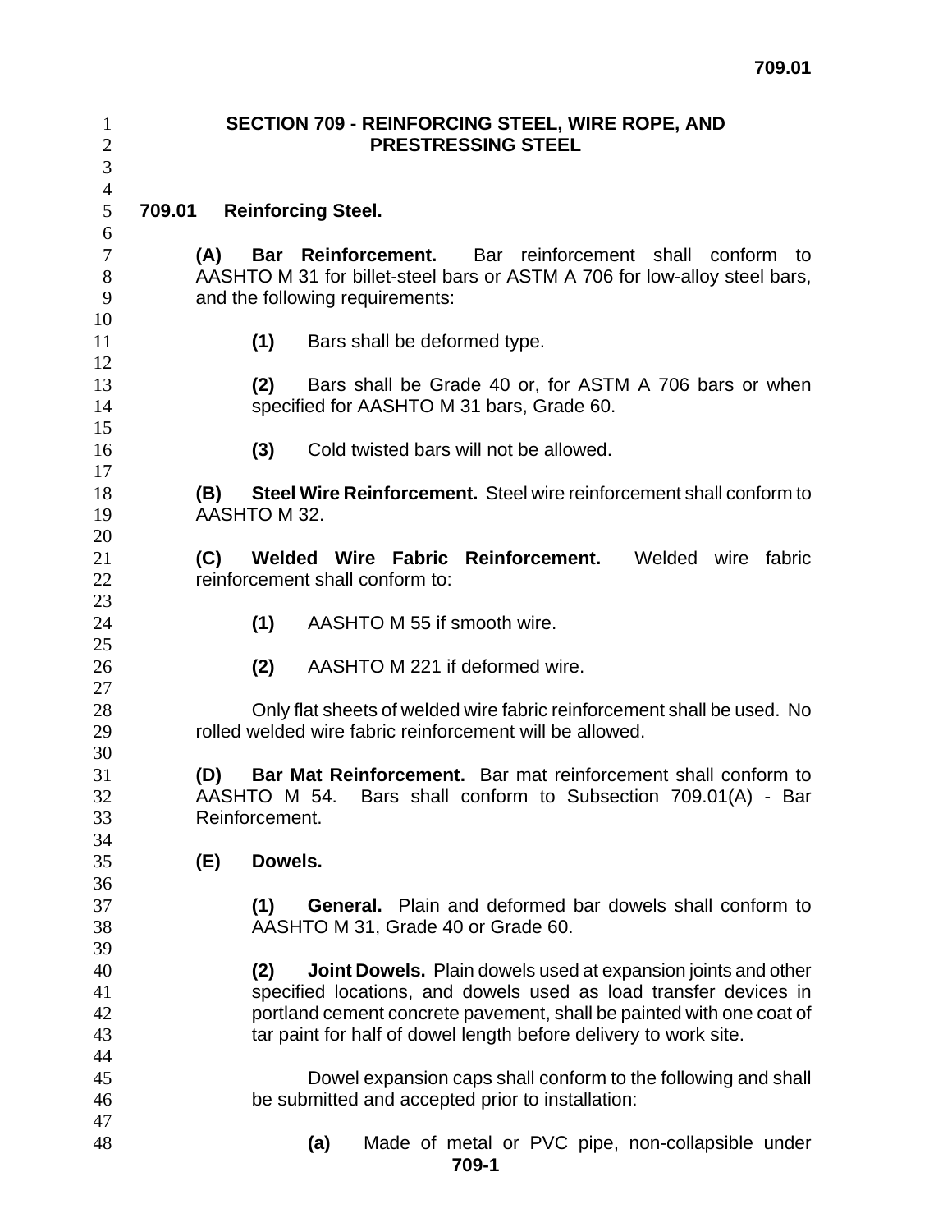# SECTION 709 - REINFORCING STEEL, WIRE ROPE, AND PRESTRESSING STEEL

## 709.01 Reinforcing Steel.

**(A) Bar Reinforcement.** Bar reinforcement shall conform to AASHTO M 31 for billet-steel bars or ASTM A 706 for low-alloy steel bars, and the following requirements:

**(1)** Bars shall be deformed type.

**(2)** Bars shall be Grade 40 or, for ASTM A 706 bars or when specified for AASHTO M 31 bars, Grade 60.

**(3)** Cold twisted bars will not be allowed.

**(B) Steel Wire Reinforcement.** Steel wire reinforcement shall conform to AASHTO M 32.

**(C) Welded Wire Fabric Reinforcement.** Welded wire fabric reinforcement shall conform to:

**(1)** AASHTO M 55 if smooth wire.

**(2)** AASHTO M 221 if deformed wire.

Only flat sheets of welded wire fabric reinforcement shall be used. No rolled welded wire fabric reinforcement will be allowed.

**(D) Bar Mat Reinforcement.** Bar mat reinforcement shall conform to AASHTO M 54. Bars shall conform to Subsection 709.01(A) - Bar Reinforcement.

**(E) Dowels.**

**(1) General.** Plain and deformed bar dowels shall conform to AASHTO M 31, Grade 40 or Grade 60.

**(2) Joint Dowels.** Plain dowels used at expansion joints and other specified locations, and dowels used as load transfer devices in portland cement concrete pavement, shall be painted with one coat of tar paint for half of dowel length before delivery to work site.

Dowel expansion caps shall conform to the following and shall be submitted and accepted prior to installation:

**(a)** Made of metal or PVC pipe, non-collapsible under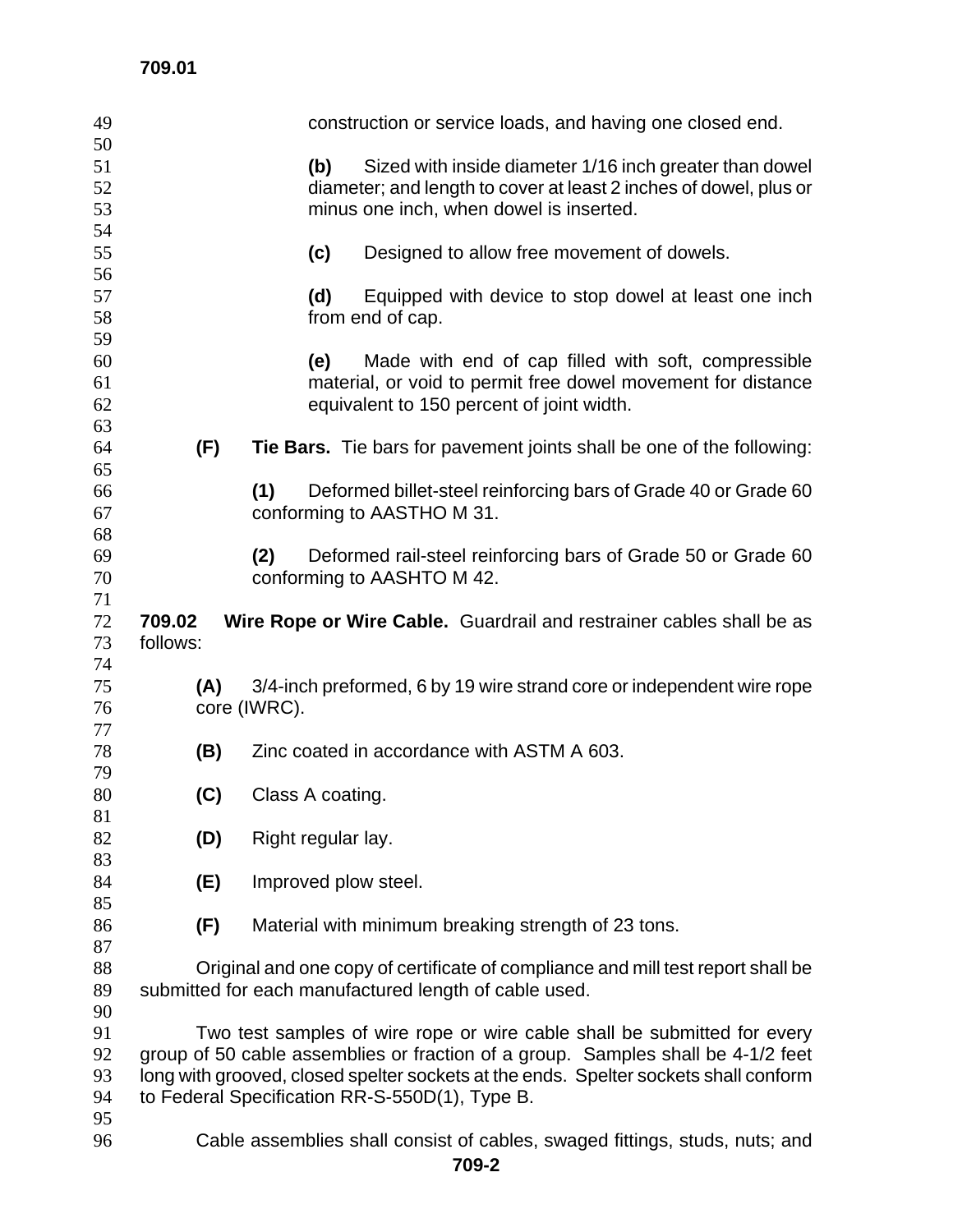construction or service loads, and having one closed end.

**(b)** Sized with inside diameter 1/16 inch greater than dowel diameter; and length to cover at least 2 inches of dowel, plus or minus one inch, when dowel is inserted.

**(c)** Designed to allow free movement of dowels.

**(d)** Equipped with device to stop dowel at least one inch from end of cap.

**(e)** Made with end of cap filled with soft, compressible material, or void to permit free dowel movement for distance equivalent to 150 percent of joint width.

**(F)** **Tie Bars.** Tie bars for pavement joints shall be one of the following:

**(1)** Deformed billet-steel reinforcing bars of Grade 40 or Grade 60 conforming to AASTHO M 31.

**(2)** Deformed rail-steel reinforcing bars of Grade 50 or Grade 60 conforming to AASHTO M 42.

**709.02 Wire Rope or Wire Cable.** Guardrail and restrainer cables shall be as follows:

**(A)** 3/4-inch preformed, 6 by 19 wire strand core or independent wire rope core (IWRC).

**(B)** Zinc coated in accordance with ASTM A 603.

**(C)** Class A coating.

**(D)** Right regular lay.

**(E)** Improved plow steel.

**(F)** Material with minimum breaking strength of 23 tons.

Original and one copy of certificate of compliance and mill test report shall be submitted for each manufactured length of cable used.

Two test samples of wire rope or wire cable shall be submitted for every group of 50 cable assemblies or fraction of a group. Samples shall be 4-1/2 feet long with grooved, closed spelter sockets at the ends. Spelter sockets shall conform to Federal Specification RR-S-550D(1), Type B.

Cable assemblies shall consist of cables, swaged fittings, studs, nuts; and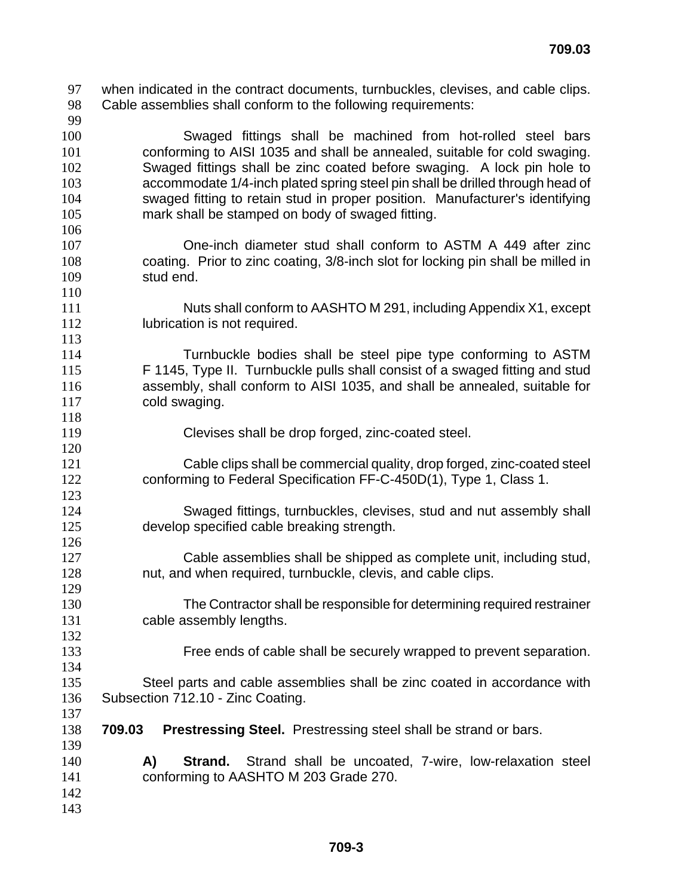when indicated in the contract documents, turnbuckles, clevises, and cable clips. Cable assemblies shall conform to the following requirements:

Swaged fittings shall be machined from hot-rolled steel bars conforming to AISI 1035 and shall be annealed, suitable for cold swaging. Swaged fittings shall be zinc coated before swaging. A lock pin hole to accommodate 1/4-inch plated spring steel pin shall be drilled through head of swaged fitting to retain stud in proper position. Manufacturer's identifying mark shall be stamped on body of swaged fitting.

One-inch diameter stud shall conform to ASTM A 449 after zinc coating. Prior to zinc coating, 3/8-inch slot for locking pin shall be milled in stud end.

Nuts shall conform to AASHTO M 291, including Appendix X1, except lubrication is not required.

Turnbuckle bodies shall be steel pipe type conforming to ASTM F 1145, Type II. Turnbuckle pulls shall consist of a swaged fitting and stud assembly, shall conform to AISI 1035, and shall be annealed, suitable for cold swaging.

Clevises shall be drop forged, zinc-coated steel.

Cable clips shall be commercial quality, drop forged, zinc-coated steel conforming to Federal Specification FF-C-450D(1), Type 1, Class 1.

Swaged fittings, turnbuckles, clevises, stud and nut assembly shall develop specified cable breaking strength.

Cable assemblies shall be shipped as complete unit, including stud, nut, and when required, turnbuckle, clevis, and cable clips.

The Contractor shall be responsible for determining required restrainer cable assembly lengths.

Free ends of cable shall be securely wrapped to prevent separation.

Steel parts and cable assemblies shall be zinc coated in accordance with Subsection 712.10 - Zinc Coating.

**709.03 Prestressing Steel.** Prestressing steel shall be strand or bars.

**A) Strand.** Strand shall be uncoated, 7-wire, low-relaxation steel conforming to AASHTO M 203 Grade 270.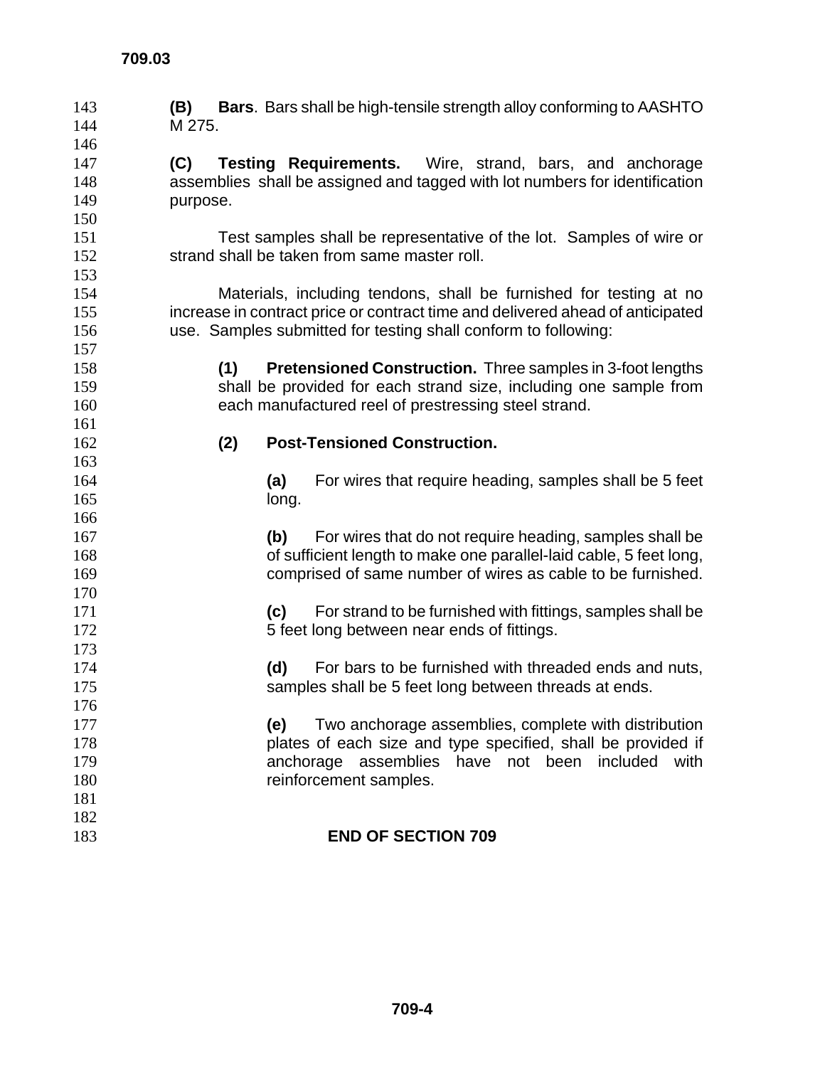**(B) Bars**. Bars shall be high-tensile strength alloy conforming to AASHTO M 275.

**(C) Testing Requirements.** Wire, strand, bars, and anchorage assemblies shall be assigned and tagged with lot numbers for identification purpose.

Test samples shall be representative of the lot. Samples of wire or strand shall be taken from same master roll.

Materials, including tendons, shall be furnished for testing at no increase in contract price or contract time and delivered ahead of anticipated use. Samples submitted for testing shall conform to following:

**(1) Pretensioned Construction.** Three samples in 3-foot lengths shall be provided for each strand size, including one sample from each manufactured reel of prestressing steel strand.

**(2) Post-Tensioned Construction.**

**(a)** For wires that require heading, samples shall be 5 feet long.

**(b)** For wires that do not require heading, samples shall be of sufficient length to make one parallel-laid cable, 5 feet long, comprised of same number of wires as cable to be furnished.

**(c)** For strand to be furnished with fittings, samples shall be 5 feet long between near ends of fittings.

**(d)** For bars to be furnished with threaded ends and nuts, samples shall be 5 feet long between threads at ends.

**(e)** Two anchorage assemblies, complete with distribution plates of each size and type specified, shall be provided if anchorage assemblies have not been included with reinforcement samples.

**END OF SECTION 709**